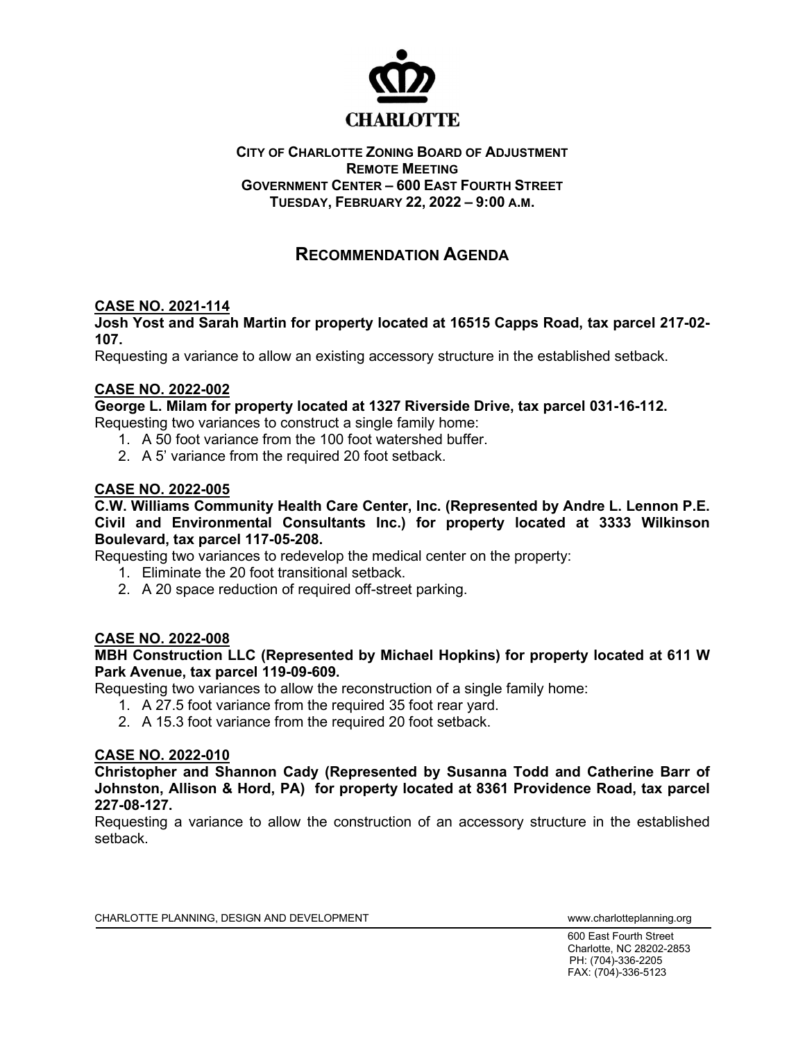CHARLOTTE

**CITY OF CHARLOTTE ZONING BOARD OF ADJUSTMENT**
**REMOTE MEETING**
**GOVERNMENT CENTER – 600 EAST FOURTH STREET**
**TUESDAY, FEBRUARY 22, 2022 – 9:00 A.M.**

# RECOMMENDATION AGENDA

## CASE NO. 2021-114

**Josh Yost and Sarah Martin for property located at 16515 Capps Road, tax parcel 217-02-107.**

Requesting a variance to allow an existing accessory structure in the established setback.

## CASE NO. 2022-002

**George L. Milam for property located at 1327 Riverside Drive, tax parcel 031-16-112.**

Requesting two variances to construct a single family home:

1. A 50 foot variance from the 100 foot watershed buffer.
2. A 5' variance from the required 20 foot setback.

## CASE NO. 2022-005

**C.W. Williams Community Health Care Center, Inc. (Represented by Andre L. Lennon P.E. Civil and Environmental Consultants Inc.) for property located at 3333 Wilkinson Boulevard, tax parcel 117-05-208.**

Requesting two variances to redevelop the medical center on the property:

1. Eliminate the 20 foot transitional setback.
2. A 20 space reduction of required off-street parking.

## CASE NO. 2022-008

**MBH Construction LLC (Represented by Michael Hopkins) for property located at 611 W Park Avenue, tax parcel 119-09-609.**

Requesting two variances to allow the reconstruction of a single family home:

1. A 27.5 foot variance from the required 35 foot rear yard.
2. A 15.3 foot variance from the required 20 foot setback.

## CASE NO. 2022-010

**Christopher and Shannon Cady (Represented by Susanna Todd and Catherine Barr of Johnston, Allison & Hord, PA) for property located at 8361 Providence Road, tax parcel 227-08-127.**

Requesting a variance to allow the construction of an accessory structure in the established setback.

CHARLOTTE PLANNING, DESIGN AND DEVELOPMENT www.charlotteplanning.org

600 East Fourth Street
Charlotte, NC 28202-2853
PH: (704)-336-2205
FAX: (704)-336-5123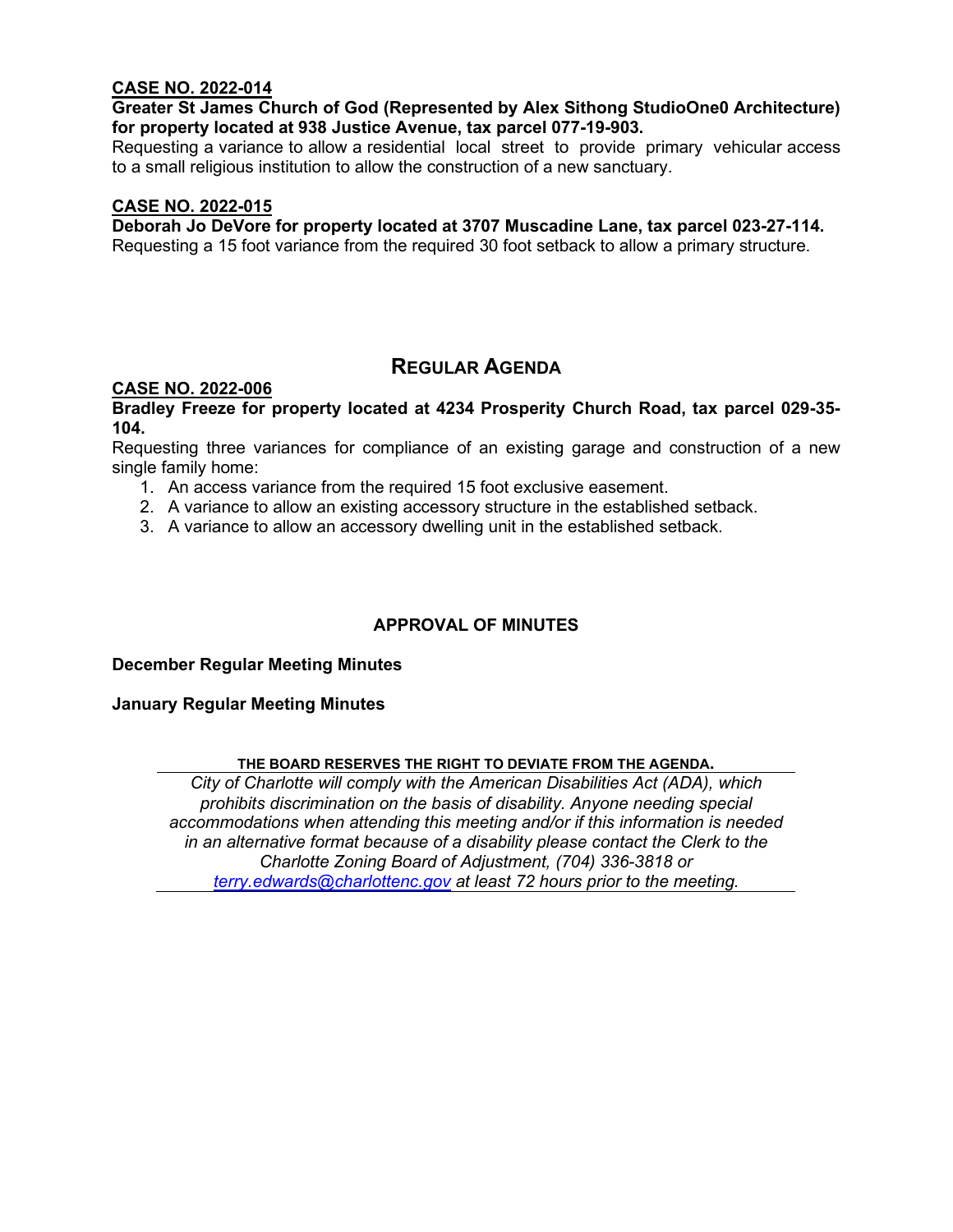**CASE NO. 2022-014**

**Greater St James Church of God (Represented by Alex Sithong StudioOne0 Architecture) for property located at 938 Justice Avenue, tax parcel 077-19-903.**

Requesting a variance to allow a residential local street to provide primary vehicular access to a small religious institution to allow the construction of a new sanctuary.

**CASE NO. 2022-015**

**Deborah Jo DeVore for property located at 3707 Muscadine Lane, tax parcel 023-27-114.**

Requesting a 15 foot variance from the required 30 foot setback to allow a primary structure.

## REGULAR AGENDA

**CASE NO. 2022-006**

**Bradley Freeze for property located at 4234 Prosperity Church Road, tax parcel 029-35-104.**

Requesting three variances for compliance of an existing garage and construction of a new single family home:

1. An access variance from the required 15 foot exclusive easement.
2. A variance to allow an existing accessory structure in the established setback.
3. A variance to allow an accessory dwelling unit in the established setback.

## APPROVAL OF MINUTES

**December Regular Meeting Minutes**

**January Regular Meeting Minutes**

**THE BOARD RESERVES THE RIGHT TO DEVIATE FROM THE AGENDA.**

*City of Charlotte will comply with the American Disabilities Act (ADA), which prohibits discrimination on the basis of disability. Anyone needing special accommodations when attending this meeting and/or if this information is needed in an alternative format because of a disability please contact the Clerk to the Charlotte Zoning Board of Adjustment, (704) 336-3818 or terry.edwards@charlottenc.gov at least 72 hours prior to the meeting.*